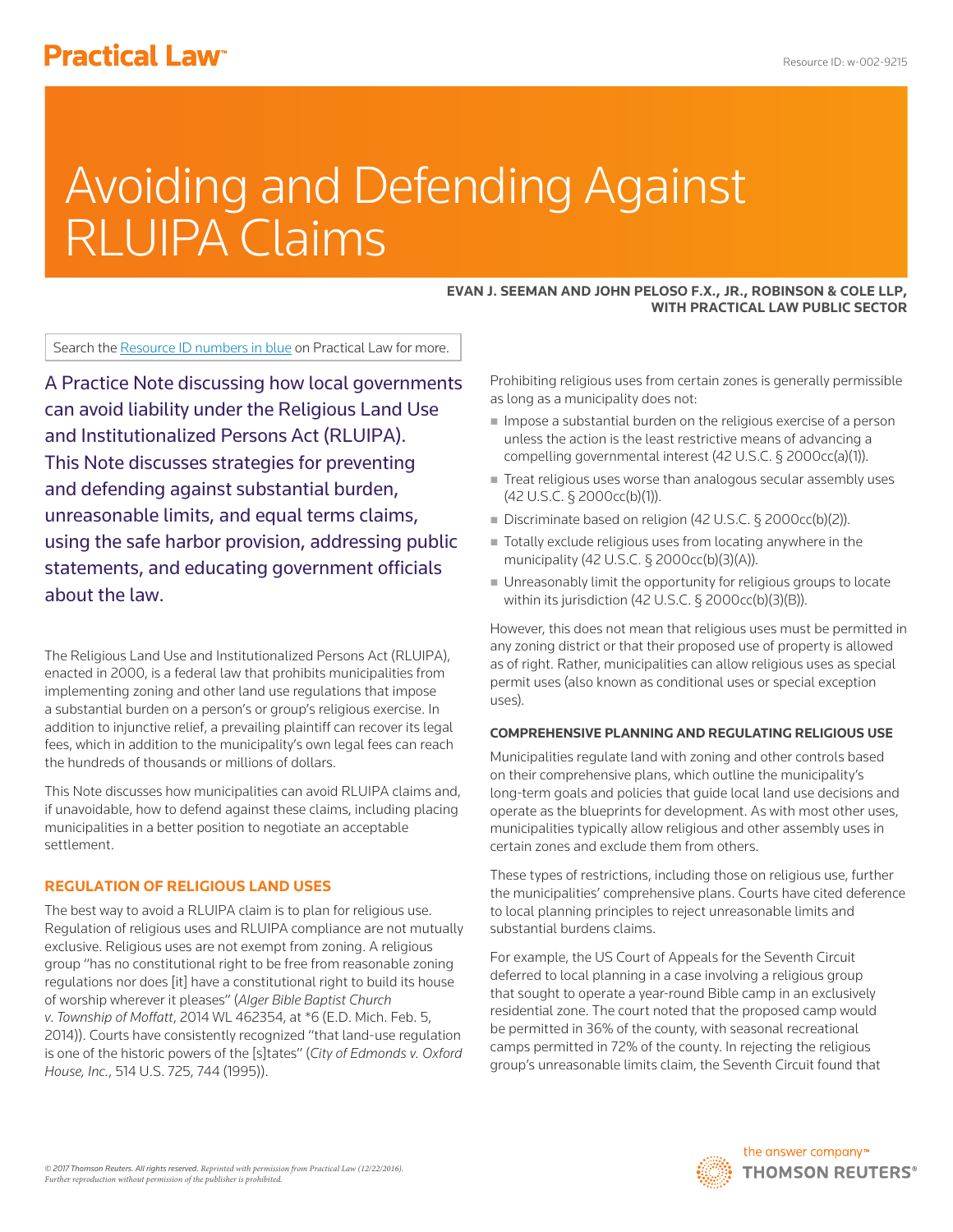# Avoiding and Defending Against RLUIPA Claims

**EVAN J. SEEMAN AND JOHN PELOSO F.X., JR., ROBINSON & COLE LLP, WITH PRACTICAL LAW PUBLIC SECTOR**

Search the Resource ID numbers in blue on Practical Law for more.

A Practice Note discussing how local governments can avoid liability under the Religious Land Use and Institutionalized Persons Act (RLUIPA). This Note discusses strategies for preventing and defending against substantial burden, unreasonable limits, and equal terms claims, using the safe harbor provision, addressing public statements, and educating government officials about the law.

The Religious Land Use and Institutionalized Persons Act (RLUIPA), enacted in 2000, is a federal law that prohibits municipalities from implementing zoning and other land use regulations that impose a substantial burden on a person's or group's religious exercise. In addition to injunctive relief, a prevailing plaintiff can recover its legal fees, which in addition to the municipality's own legal fees can reach the hundreds of thousands or millions of dollars.

This Note discusses how municipalities can avoid RLUIPA claims and, if unavoidable, how to defend against these claims, including placing municipalities in a better position to negotiate an acceptable settlement.

## REGULATION OF RELIGIOUS LAND USES

The best way to avoid a RLUIPA claim is to plan for religious use. Regulation of religious uses and RLUIPA compliance are not mutually exclusive. Religious uses are not exempt from zoning. A religious group "has no constitutional right to be free from reasonable zoning regulations nor does [it] have a constitutional right to build its house of worship wherever it pleases" (*Alger Bible Baptist Church v. Township of Moffatt*, 2014 WL 462354, at *6 (E.D. Mich. Feb. 5, 2014)). Courts have consistently recognized "that land-use regulation is one of the historic powers of the [s]tates" (*City of Edmonds v. Oxford House, Inc.*, 514 U.S. 725, 744 (1995)).

Prohibiting religious uses from certain zones is generally permissible as long as a municipality does not:

- Impose a substantial burden on the religious exercise of a person unless the action is the least restrictive means of advancing a compelling governmental interest (42 U.S.C. § 2000cc(a)(1)).
- Treat religious uses worse than analogous secular assembly uses (42 U.S.C. § 2000cc(b)(1)).
- Discriminate based on religion (42 U.S.C. § 2000cc(b)(2)).
- Totally exclude religious uses from locating anywhere in the municipality (42 U.S.C. § 2000cc(b)(3)(A)).
- Unreasonably limit the opportunity for religious groups to locate within its jurisdiction (42 U.S.C. § 2000cc(b)(3)(B)).

However, this does not mean that religious uses must be permitted in any zoning district or that their proposed use of property is allowed as of right. Rather, municipalities can allow religious uses as special permit uses (also known as conditional uses or special exception uses).

### COMPREHENSIVE PLANNING AND REGULATING RELIGIOUS USE

Municipalities regulate land with zoning and other controls based on their comprehensive plans, which outline the municipality's long-term goals and policies that guide local land use decisions and operate as the blueprints for development. As with most other uses, municipalities typically allow religious and other assembly uses in certain zones and exclude them from others.

These types of restrictions, including those on religious use, further the municipalities' comprehensive plans. Courts have cited deference to local planning principles to reject unreasonable limits and substantial burdens claims.

For example, the US Court of Appeals for the Seventh Circuit deferred to local planning in a case involving a religious group that sought to operate a year-round Bible camp in an exclusively residential zone. The court noted that the proposed camp would be permitted in 36% of the county, with seasonal recreational camps permitted in 72% of the county. In rejecting the religious group's unreasonable limits claim, the Seventh Circuit found that

*© 2017 Thomson Reuters. All rights reserved. Reprinted with permission from Practical Law (12/22/2016). Further reproduction without permission of the publisher is prohibited.*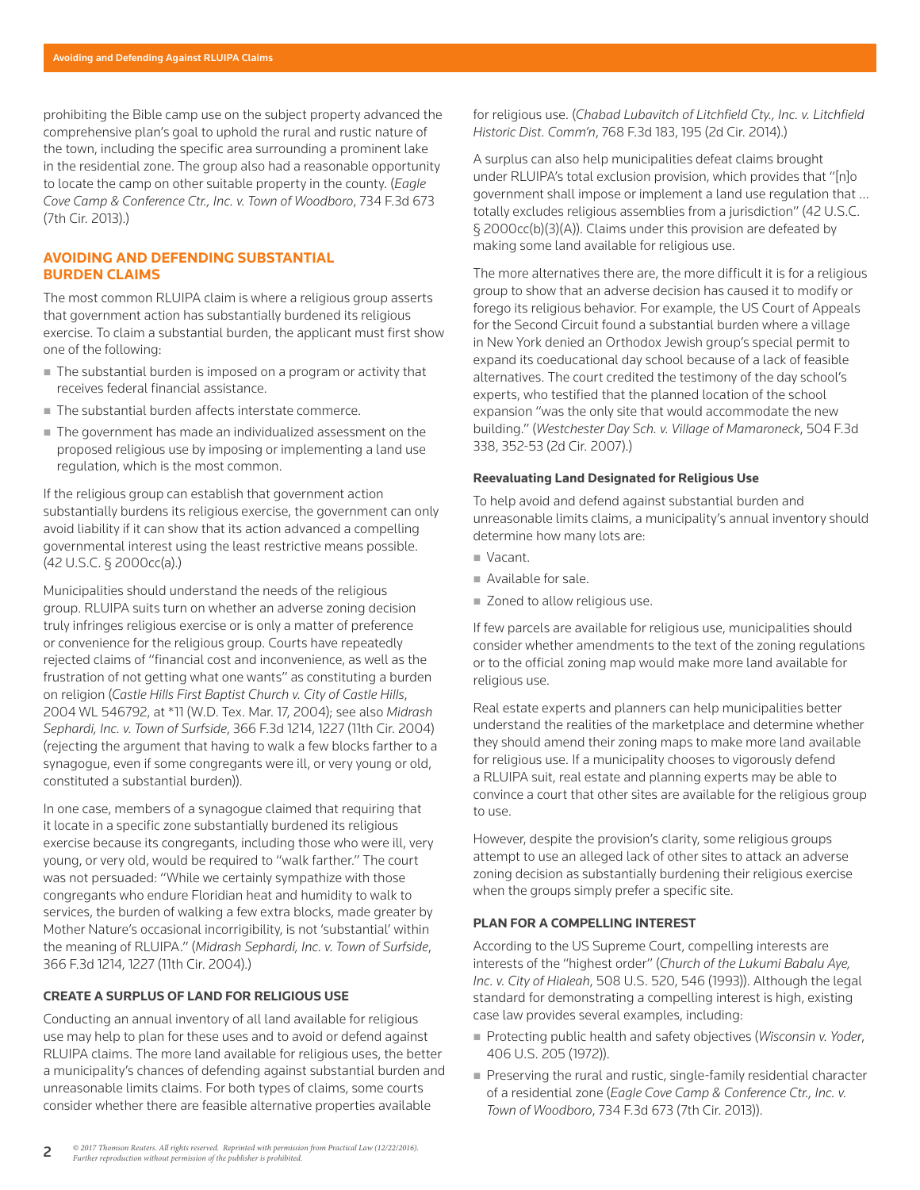prohibiting the Bible camp use on the subject property advanced the comprehensive plan's goal to uphold the rural and rustic nature of the town, including the specific area surrounding a prominent lake in the residential zone. The group also had a reasonable opportunity to locate the camp on other suitable property in the county. (*Eagle Cove Camp & Conference Ctr., Inc. v. Town of Woodboro*, 734 F.3d 673 (7th Cir. 2013).)

## AVOIDING AND DEFENDING SUBSTANTIAL BURDEN CLAIMS

The most common RLUIPA claim is where a religious group asserts that government action has substantially burdened its religious exercise. To claim a substantial burden, the applicant must first show one of the following:

- The substantial burden is imposed on a program or activity that receives federal financial assistance.
- The substantial burden affects interstate commerce.
- The government has made an individualized assessment on the proposed religious use by imposing or implementing a land use regulation, which is the most common.

If the religious group can establish that government action substantially burdens its religious exercise, the government can only avoid liability if it can show that its action advanced a compelling governmental interest using the least restrictive means possible. (42 U.S.C. § 2000cc(a).)

Municipalities should understand the needs of the religious group. RLUIPA suits turn on whether an adverse zoning decision truly infringes religious exercise or is only a matter of preference or convenience for the religious group. Courts have repeatedly rejected claims of "financial cost and inconvenience, as well as the frustration of not getting what one wants" as constituting a burden on religion (*Castle Hills First Baptist Church v. City of Castle Hills*, 2004 WL 546792, at *11 (W.D. Tex. Mar. 17, 2004); see also *Midrash Sephardi, Inc. v. Town of Surfside*, 366 F.3d 1214, 1227 (11th Cir. 2004) (rejecting the argument that having to walk a few blocks farther to a synagogue, even if some congregants were ill, or very young or old, constituted a substantial burden)).

In one case, members of a synagogue claimed that requiring that it locate in a specific zone substantially burdened its religious exercise because its congregants, including those who were ill, very young, or very old, would be required to "walk farther." The court was not persuaded: "While we certainly sympathize with those congregants who endure Floridian heat and humidity to walk to services, the burden of walking a few extra blocks, made greater by Mother Nature's occasional incorrigibility, is not 'substantial' within the meaning of RLUIPA." (*Midrash Sephardi, Inc. v. Town of Surfside*, 366 F.3d 1214, 1227 (11th Cir. 2004).)

### CREATE A SURPLUS OF LAND FOR RELIGIOUS USE

Conducting an annual inventory of all land available for religious use may help to plan for these uses and to avoid or defend against RLUIPA claims. The more land available for religious uses, the better a municipality's chances of defending against substantial burden and unreasonable limits claims. For both types of claims, some courts consider whether there are feasible alternative properties available for religious use. (*Chabad Lubavitch of Litchfield Cty., Inc. v. Litchfield Historic Dist. Comm'n*, 768 F.3d 183, 195 (2d Cir. 2014).)

A surplus can also help municipalities defeat claims brought under RLUIPA's total exclusion provision, which provides that "[n]o government shall impose or implement a land use regulation that ... totally excludes religious assemblies from a jurisdiction" (42 U.S.C. § 2000cc(b)(3)(A)). Claims under this provision are defeated by making some land available for religious use.

The more alternatives there are, the more difficult it is for a religious group to show that an adverse decision has caused it to modify or forego its religious behavior. For example, the US Court of Appeals for the Second Circuit found a substantial burden where a village in New York denied an Orthodox Jewish group's special permit to expand its coeducational day school because of a lack of feasible alternatives. The court credited the testimony of the day school's experts, who testified that the planned location of the school expansion "was the only site that would accommodate the new building." (*Westchester Day Sch. v. Village of Mamaroneck*, 504 F.3d 338, 352-53 (2d Cir. 2007).)

#### Reevaluating Land Designated for Religious Use

To help avoid and defend against substantial burden and unreasonable limits claims, a municipality's annual inventory should determine how many lots are:

- Vacant.
- Available for sale.
- Zoned to allow religious use.

If few parcels are available for religious use, municipalities should consider whether amendments to the text of the zoning regulations or to the official zoning map would make more land available for religious use.

Real estate experts and planners can help municipalities better understand the realities of the marketplace and determine whether they should amend their zoning maps to make more land available for religious use. If a municipality chooses to vigorously defend a RLUIPA suit, real estate and planning experts may be able to convince a court that other sites are available for the religious group to use.

However, despite the provision's clarity, some religious groups attempt to use an alleged lack of other sites to attack an adverse zoning decision as substantially burdening their religious exercise when the groups simply prefer a specific site.

### PLAN FOR A COMPELLING INTEREST

According to the US Supreme Court, compelling interests are interests of the "highest order" (*Church of the Lukumi Babalu Aye, Inc. v. City of Hialeah*, 508 U.S. 520, 546 (1993)). Although the legal standard for demonstrating a compelling interest is high, existing case law provides several examples, including:

- Protecting public health and safety objectives (*Wisconsin v. Yoder*, 406 U.S. 205 (1972)).
- Preserving the rural and rustic, single-family residential character of a residential zone (*Eagle Cove Camp & Conference Ctr., Inc. v. Town of Woodboro*, 734 F.3d 673 (7th Cir. 2013)).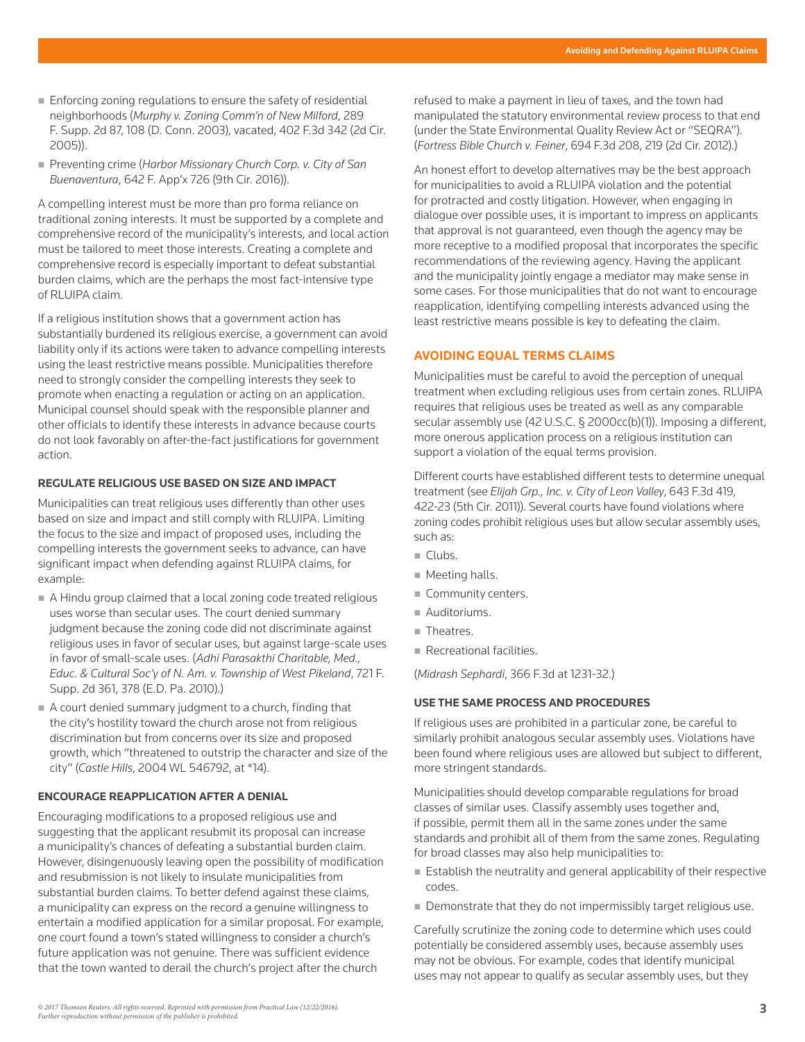- Enforcing zoning regulations to ensure the safety of residential neighborhoods (*Murphy v. Zoning Comm'n of New Milford*, 289 F. Supp. 2d 87, 108 (D. Conn. 2003), vacated, 402 F.3d 342 (2d Cir. 2005)).
- Preventing crime (*Harbor Missionary Church Corp. v. City of San Buenaventura*, 642 F. App'x 726 (9th Cir. 2016)).

A compelling interest must be more than pro forma reliance on traditional zoning interests. It must be supported by a complete and comprehensive record of the municipality's interests, and local action must be tailored to meet those interests. Creating a complete and comprehensive record is especially important to defeat substantial burden claims, which are the perhaps the most fact-intensive type of RLUIPA claim.

If a religious institution shows that a government action has substantially burdened its religious exercise, a government can avoid liability only if its actions were taken to advance compelling interests using the least restrictive means possible. Municipalities therefore need to strongly consider the compelling interests they seek to promote when enacting a regulation or acting on an application. Municipal counsel should speak with the responsible planner and other officials to identify these interests in advance because courts do not look favorably on after-the-fact justifications for government action.

#### REGULATE RELIGIOUS USE BASED ON SIZE AND IMPACT

Municipalities can treat religious uses differently than other uses based on size and impact and still comply with RLUIPA. Limiting the focus to the size and impact of proposed uses, including the compelling interests the government seeks to advance, can have significant impact when defending against RLUIPA claims, for example:

- A Hindu group claimed that a local zoning code treated religious uses worse than secular uses. The court denied summary judgment because the zoning code did not discriminate against religious uses in favor of secular uses, but against large-scale uses in favor of small-scale uses. (*Adhi Parasakthi Charitable, Med., Educ. & Cultural Soc'y of N. Am. v. Township of West Pikeland*, 721 F. Supp. 2d 361, 378 (E.D. Pa. 2010).)
- A court denied summary judgment to a church, finding that the city's hostility toward the church arose not from religious discrimination but from concerns over its size and proposed growth, which "threatened to outstrip the character and size of the city" (*Castle Hills*, 2004 WL 546792, at *14).

#### ENCOURAGE REAPPLICATION AFTER A DENIAL

Encouraging modifications to a proposed religious use and suggesting that the applicant resubmit its proposal can increase a municipality's chances of defeating a substantial burden claim. However, disingenuously leaving open the possibility of modification and resubmission is not likely to insulate municipalities from substantial burden claims. To better defend against these claims, a municipality can express on the record a genuine willingness to entertain a modified application for a similar proposal. For example, one court found a town's stated willingness to consider a church's future application was not genuine. There was sufficient evidence that the town wanted to derail the church's project after the church refused to make a payment in lieu of taxes, and the town had manipulated the statutory environmental review process to that end (under the State Environmental Quality Review Act or "SEQRA"). (*Fortress Bible Church v. Feiner*, 694 F.3d 208, 219 (2d Cir. 2012).)

An honest effort to develop alternatives may be the best approach for municipalities to avoid a RLUIPA violation and the potential for protracted and costly litigation. However, when engaging in dialogue over possible uses, it is important to impress on applicants that approval is not guaranteed, even though the agency may be more receptive to a modified proposal that incorporates the specific recommendations of the reviewing agency. Having the applicant and the municipality jointly engage a mediator may make sense in some cases. For those municipalities that do not want to encourage reapplication, identifying compelling interests advanced using the least restrictive means possible is key to defeating the claim.

### AVOIDING EQUAL TERMS CLAIMS

Municipalities must be careful to avoid the perception of unequal treatment when excluding religious uses from certain zones. RLUIPA requires that religious uses be treated as well as any comparable secular assembly use (42 U.S.C. § 2000cc(b)(1)). Imposing a different, more onerous application process on a religious institution can support a violation of the equal terms provision.

Different courts have established different tests to determine unequal treatment (see *Elijah Grp., Inc. v. City of Leon Valley*, 643 F.3d 419, 422-23 (5th Cir. 2011)). Several courts have found violations where zoning codes prohibit religious uses but allow secular assembly uses, such as:

- Clubs.
- Meeting halls.
- Community centers.
- Auditoriums.
- Theatres.
- Recreational facilities.

(*Midrash Sephardi*, 366 F.3d at 1231-32.)

#### USE THE SAME PROCESS AND PROCEDURES

If religious uses are prohibited in a particular zone, be careful to similarly prohibit analogous secular assembly uses. Violations have been found where religious uses are allowed but subject to different, more stringent standards.

Municipalities should develop comparable regulations for broad classes of similar uses. Classify assembly uses together and, if possible, permit them all in the same zones under the same standards and prohibit all of them from the same zones. Regulating for broad classes may also help municipalities to:

- Establish the neutrality and general applicability of their respective codes.
- Demonstrate that they do not impermissibly target religious use.

Carefully scrutinize the zoning code to determine which uses could potentially be considered assembly uses, because assembly uses may not be obvious. For example, codes that identify municipal uses may not appear to qualify as secular assembly uses, but they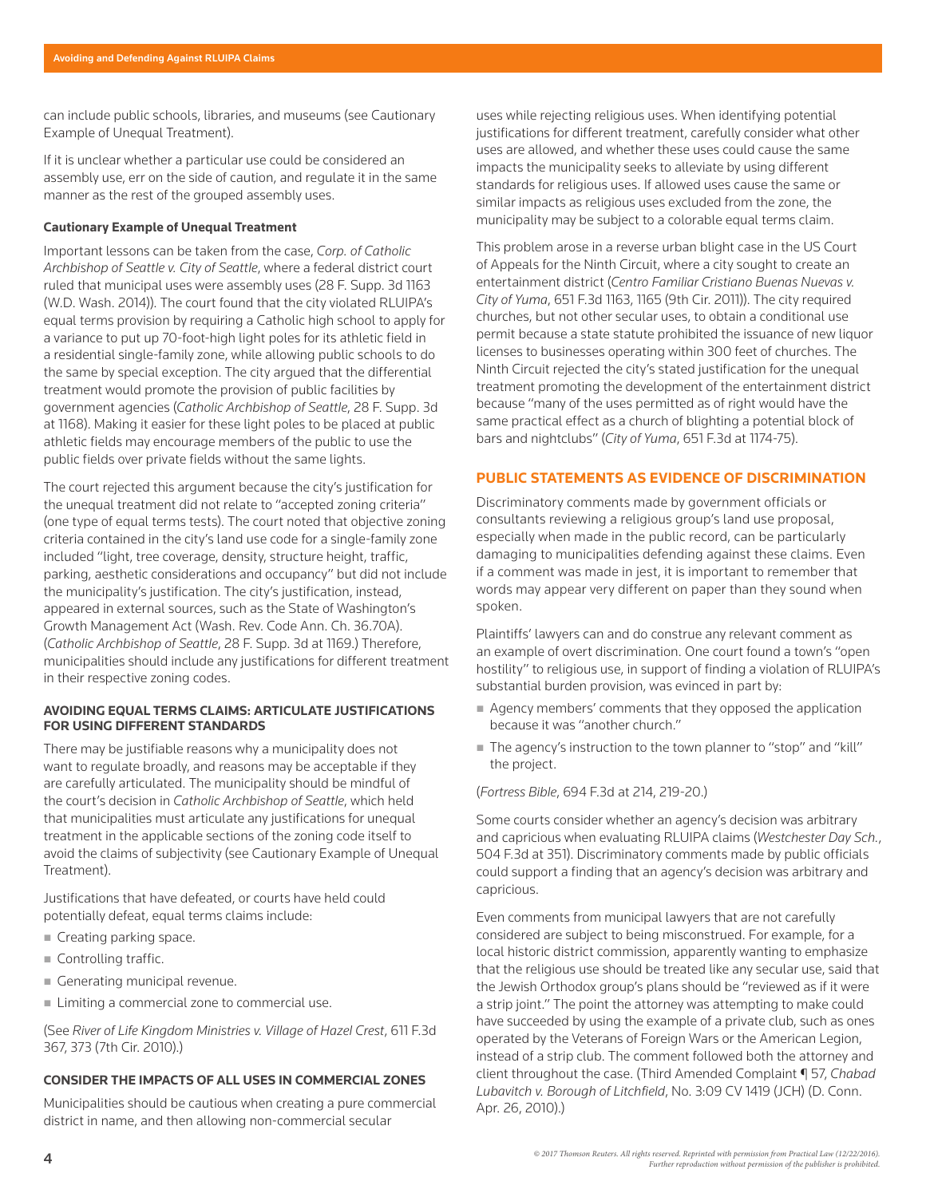can include public schools, libraries, and museums (see Cautionary Example of Unequal Treatment).

If it is unclear whether a particular use could be considered an assembly use, err on the side of caution, and regulate it in the same manner as the rest of the grouped assembly uses.

**Cautionary Example of Unequal Treatment**

Important lessons can be taken from the case, *Corp. of Catholic Archbishop of Seattle v. City of Seattle*, where a federal district court ruled that municipal uses were assembly uses (28 F. Supp. 3d 1163 (W.D. Wash. 2014)). The court found that the city violated RLUIPA's equal terms provision by requiring a Catholic high school to apply for a variance to put up 70-foot-high light poles for its athletic field in a residential single-family zone, while allowing public schools to do the same by special exception. The city argued that the differential treatment would promote the provision of public facilities by government agencies (*Catholic Archbishop of Seattle*, 28 F. Supp. 3d at 1168). Making it easier for these light poles to be placed at public athletic fields may encourage members of the public to use the public fields over private fields without the same lights.

The court rejected this argument because the city's justification for the unequal treatment did not relate to "accepted zoning criteria" (one type of equal terms tests). The court noted that objective zoning criteria contained in the city's land use code for a single-family zone included "light, tree coverage, density, structure height, traffic, parking, aesthetic considerations and occupancy" but did not include the municipality's justification. The city's justification, instead, appeared in external sources, such as the State of Washington's Growth Management Act (Wash. Rev. Code Ann. Ch. 36.70A). (*Catholic Archbishop of Seattle*, 28 F. Supp. 3d at 1169.) Therefore, municipalities should include any justifications for different treatment in their respective zoning codes.

#### AVOIDING EQUAL TERMS CLAIMS: ARTICULATE JUSTIFICATIONS FOR USING DIFFERENT STANDARDS

There may be justifiable reasons why a municipality does not want to regulate broadly, and reasons may be acceptable if they are carefully articulated. The municipality should be mindful of the court's decision in *Catholic Archbishop of Seattle*, which held that municipalities must articulate any justifications for unequal treatment in the applicable sections of the zoning code itself to avoid the claims of subjectivity (see Cautionary Example of Unequal Treatment).

Justifications that have defeated, or courts have held could potentially defeat, equal terms claims include:

- Creating parking space.
- Controlling traffic.
- Generating municipal revenue.
- Limiting a commercial zone to commercial use.

(See *River of Life Kingdom Ministries v. Village of Hazel Crest*, 611 F.3d 367, 373 (7th Cir. 2010).)

#### CONSIDER THE IMPACTS OF ALL USES IN COMMERCIAL ZONES

Municipalities should be cautious when creating a pure commercial district in name, and then allowing non-commercial secular uses while rejecting religious uses. When identifying potential justifications for different treatment, carefully consider what other uses are allowed, and whether these uses could cause the same impacts the municipality seeks to alleviate by using different standards for religious uses. If allowed uses cause the same or similar impacts as religious uses excluded from the zone, the municipality may be subject to a colorable equal terms claim.

This problem arose in a reverse urban blight case in the US Court of Appeals for the Ninth Circuit, where a city sought to create an entertainment district (*Centro Familiar Cristiano Buenas Nuevas v. City of Yuma*, 651 F.3d 1163, 1165 (9th Cir. 2011)). The city required churches, but not other secular uses, to obtain a conditional use permit because a state statute prohibited the issuance of new liquor licenses to businesses operating within 300 feet of churches. The Ninth Circuit rejected the city's stated justification for the unequal treatment promoting the development of the entertainment district because "many of the uses permitted as of right would have the same practical effect as a church of blighting a potential block of bars and nightclubs" (*City of Yuma*, 651 F.3d at 1174-75).

### PUBLIC STATEMENTS AS EVIDENCE OF DISCRIMINATION

Discriminatory comments made by government officials or consultants reviewing a religious group's land use proposal, especially when made in the public record, can be particularly damaging to municipalities defending against these claims. Even if a comment was made in jest, it is important to remember that words may appear very different on paper than they sound when spoken.

Plaintiffs' lawyers can and do construe any relevant comment as an example of overt discrimination. One court found a town's "open hostility" to religious use, in support of finding a violation of RLUIPA's substantial burden provision, was evinced in part by:

- Agency members' comments that they opposed the application because it was "another church."
- The agency's instruction to the town planner to "stop" and "kill" the project.

(*Fortress Bible*, 694 F.3d at 214, 219-20.)

Some courts consider whether an agency's decision was arbitrary and capricious when evaluating RLUIPA claims (*Westchester Day Sch.*, 504 F.3d at 351). Discriminatory comments made by public officials could support a finding that an agency's decision was arbitrary and capricious.

Even comments from municipal lawyers that are not carefully considered are subject to being misconstrued. For example, for a local historic district commission, apparently wanting to emphasize that the religious use should be treated like any secular use, said that the Jewish Orthodox group's plans should be "reviewed as if it were a strip joint." The point the attorney was attempting to make could have succeeded by using the example of a private club, such as ones operated by the Veterans of Foreign Wars or the American Legion, instead of a strip club. The comment followed both the attorney and client throughout the case. (Third Amended Complaint ¶ 57, *Chabad Lubavitch v. Borough of Litchfield*, No. 3:09 CV 1419 (JCH) (D. Conn. Apr. 26, 2010).)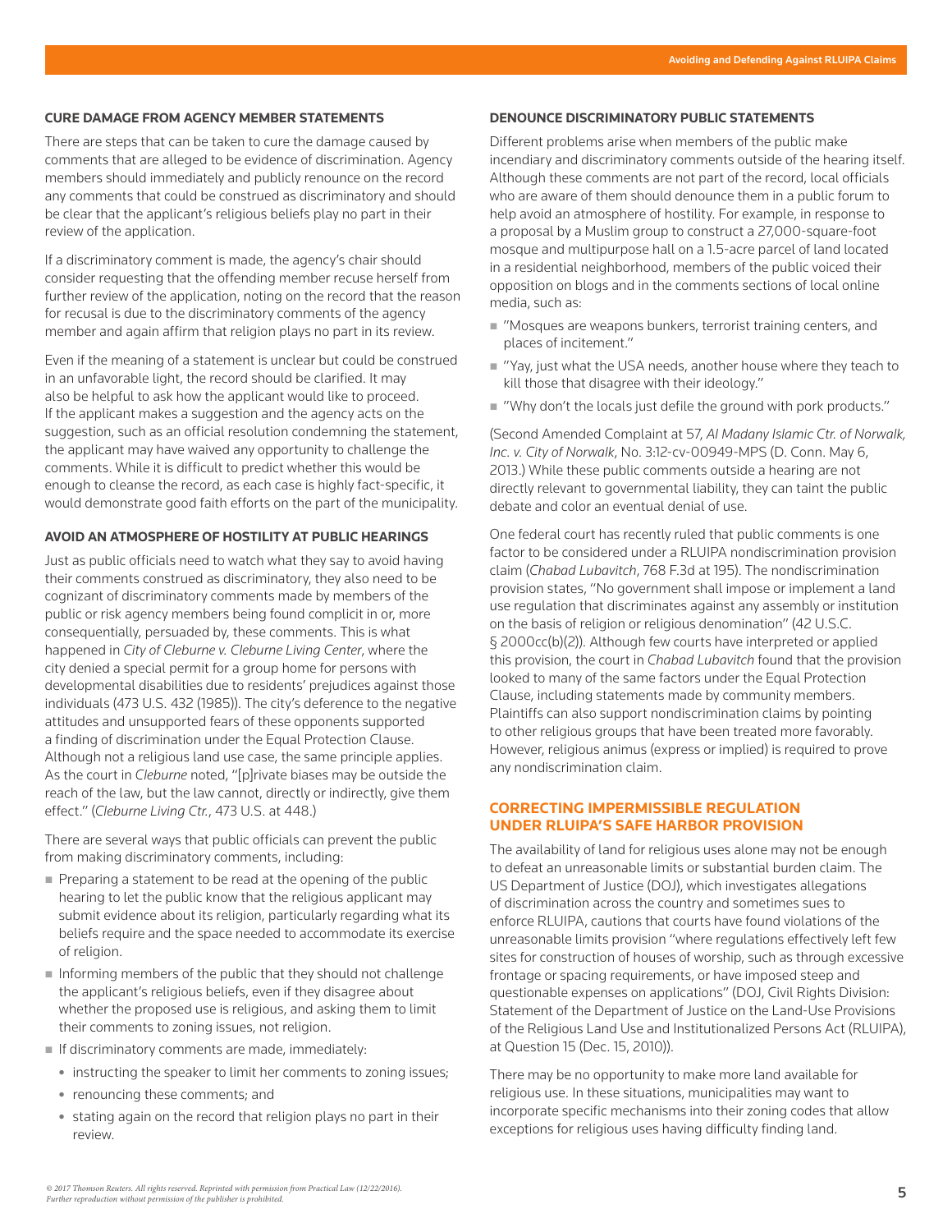### CURE DAMAGE FROM AGENCY MEMBER STATEMENTS

There are steps that can be taken to cure the damage caused by comments that are alleged to be evidence of discrimination. Agency members should immediately and publicly renounce on the record any comments that could be construed as discriminatory and should be clear that the applicant's religious beliefs play no part in their review of the application.

If a discriminatory comment is made, the agency's chair should consider requesting that the offending member recuse herself from further review of the application, noting on the record that the reason for recusal is due to the discriminatory comments of the agency member and again affirm that religion plays no part in its review.

Even if the meaning of a statement is unclear but could be construed in an unfavorable light, the record should be clarified. It may also be helpful to ask how the applicant would like to proceed. If the applicant makes a suggestion and the agency acts on the suggestion, such as an official resolution condemning the statement, the applicant may have waived any opportunity to challenge the comments. While it is difficult to predict whether this would be enough to cleanse the record, as each case is highly fact-specific, it would demonstrate good faith efforts on the part of the municipality.

### AVOID AN ATMOSPHERE OF HOSTILITY AT PUBLIC HEARINGS

Just as public officials need to watch what they say to avoid having their comments construed as discriminatory, they also need to be cognizant of discriminatory comments made by members of the public or risk agency members being found complicit in or, more consequentially, persuaded by, these comments. This is what happened in *City of Cleburne v. Cleburne Living Center*, where the city denied a special permit for a group home for persons with developmental disabilities due to residents' prejudices against those individuals (473 U.S. 432 (1985)). The city's deference to the negative attitudes and unsupported fears of these opponents supported a finding of discrimination under the Equal Protection Clause. Although not a religious land use case, the same principle applies. As the court in *Cleburne* noted, "[p]rivate biases may be outside the reach of the law, but the law cannot, directly or indirectly, give them effect." (*Cleburne Living Ctr.*, 473 U.S. at 448.)

There are several ways that public officials can prevent the public from making discriminatory comments, including:

- Preparing a statement to be read at the opening of the public hearing to let the public know that the religious applicant may submit evidence about its religion, particularly regarding what its beliefs require and the space needed to accommodate its exercise of religion.
- Informing members of the public that they should not challenge the applicant's religious beliefs, even if they disagree about whether the proposed use is religious, and asking them to limit their comments to zoning issues, not religion.
- If discriminatory comments are made, immediately:
  - instructing the speaker to limit her comments to zoning issues;
  - renouncing these comments; and
  - stating again on the record that religion plays no part in their review.

### DENOUNCE DISCRIMINATORY PUBLIC STATEMENTS

Different problems arise when members of the public make incendiary and discriminatory comments outside of the hearing itself. Although these comments are not part of the record, local officials who are aware of them should denounce them in a public forum to help avoid an atmosphere of hostility. For example, in response to a proposal by a Muslim group to construct a 27,000-square-foot mosque and multipurpose hall on a 1.5-acre parcel of land located in a residential neighborhood, members of the public voiced their opposition on blogs and in the comments sections of local online media, such as:

- "Mosques are weapons bunkers, terrorist training centers, and places of incitement."
- "Yay, just what the USA needs, another house where they teach to kill those that disagree with their ideology."
- "Why don't the locals just defile the ground with pork products."

(Second Amended Complaint at 57, *Al Madany Islamic Ctr. of Norwalk, Inc. v. City of Norwalk*, No. 3:12-cv-00949-MPS (D. Conn. May 6, 2013.) While these public comments outside a hearing are not directly relevant to governmental liability, they can taint the public debate and color an eventual denial of use.

One federal court has recently ruled that public comments is one factor to be considered under a RLUIPA nondiscrimination provision claim (*Chabad Lubavitch*, 768 F.3d at 195). The nondiscrimination provision states, "No government shall impose or implement a land use regulation that discriminates against any assembly or institution on the basis of religion or religious denomination" (42 U.S.C. § 2000cc(b)(2)). Although few courts have interpreted or applied this provision, the court in *Chabad Lubavitch* found that the provision looked to many of the same factors under the Equal Protection Clause, including statements made by community members. Plaintiffs can also support nondiscrimination claims by pointing to other religious groups that have been treated more favorably. However, religious animus (express or implied) is required to prove any nondiscrimination claim.

## CORRECTING IMPERMISSIBLE REGULATION UNDER RLUIPA'S SAFE HARBOR PROVISION

The availability of land for religious uses alone may not be enough to defeat an unreasonable limits or substantial burden claim. The US Department of Justice (DOJ), which investigates allegations of discrimination across the country and sometimes sues to enforce RLUIPA, cautions that courts have found violations of the unreasonable limits provision "where regulations effectively left few sites for construction of houses of worship, such as through excessive frontage or spacing requirements, or have imposed steep and questionable expenses on applications" (DOJ, Civil Rights Division: Statement of the Department of Justice on the Land-Use Provisions of the Religious Land Use and Institutionalized Persons Act (RLUIPA), at Question 15 (Dec. 15, 2010)).

There may be no opportunity to make more land available for religious use. In these situations, municipalities may want to incorporate specific mechanisms into their zoning codes that allow exceptions for religious uses having difficulty finding land.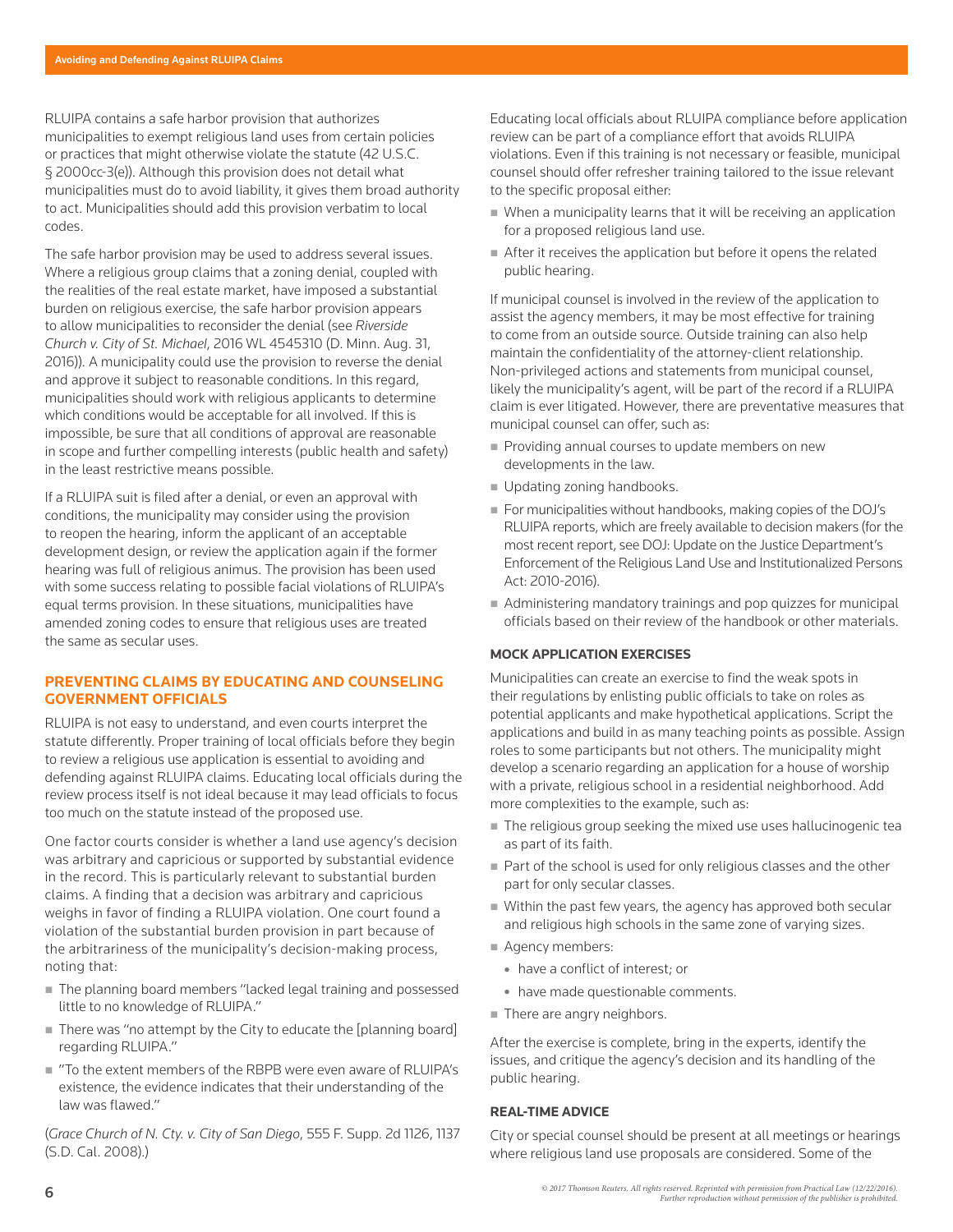RLUIPA contains a safe harbor provision that authorizes municipalities to exempt religious land uses from certain policies or practices that might otherwise violate the statute (42 U.S.C. § 2000cc-3(e)). Although this provision does not detail what municipalities must do to avoid liability, it gives them broad authority to act. Municipalities should add this provision verbatim to local codes.

The safe harbor provision may be used to address several issues. Where a religious group claims that a zoning denial, coupled with the realities of the real estate market, have imposed a substantial burden on religious exercise, the safe harbor provision appears to allow municipalities to reconsider the denial (see *Riverside Church v. City of St. Michael*, 2016 WL 4545310 (D. Minn. Aug. 31, 2016)). A municipality could use the provision to reverse the denial and approve it subject to reasonable conditions. In this regard, municipalities should work with religious applicants to determine which conditions would be acceptable for all involved. If this is impossible, be sure that all conditions of approval are reasonable in scope and further compelling interests (public health and safety) in the least restrictive means possible.

If a RLUIPA suit is filed after a denial, or even an approval with conditions, the municipality may consider using the provision to reopen the hearing, inform the applicant of an acceptable development design, or review the application again if the former hearing was full of religious animus. The provision has been used with some success relating to possible facial violations of RLUIPA's equal terms provision. In these situations, municipalities have amended zoning codes to ensure that religious uses are treated the same as secular uses.

## PREVENTING CLAIMS BY EDUCATING AND COUNSELING GOVERNMENT OFFICIALS

RLUIPA is not easy to understand, and even courts interpret the statute differently. Proper training of local officials before they begin to review a religious use application is essential to avoiding and defending against RLUIPA claims. Educating local officials during the review process itself is not ideal because it may lead officials to focus too much on the statute instead of the proposed use.

One factor courts consider is whether a land use agency's decision was arbitrary and capricious or supported by substantial evidence in the record. This is particularly relevant to substantial burden claims. A finding that a decision was arbitrary and capricious weighs in favor of finding a RLUIPA violation. One court found a violation of the substantial burden provision in part because of the arbitrariness of the municipality's decision-making process, noting that:

- The planning board members "lacked legal training and possessed little to no knowledge of RLUIPA."
- There was "no attempt by the City to educate the [planning board] regarding RLUIPA."
- "To the extent members of the RBPB were even aware of RLUIPA's existence, the evidence indicates that their understanding of the law was flawed."

(*Grace Church of N. Cty. v. City of San Diego*, 555 F. Supp. 2d 1126, 1137 (S.D. Cal. 2008).)

Educating local officials about RLUIPA compliance before application review can be part of a compliance effort that avoids RLUIPA violations. Even if this training is not necessary or feasible, municipal counsel should offer refresher training tailored to the issue relevant to the specific proposal either:

- When a municipality learns that it will be receiving an application for a proposed religious land use.
- After it receives the application but before it opens the related public hearing.

If municipal counsel is involved in the review of the application to assist the agency members, it may be most effective for training to come from an outside source. Outside training can also help maintain the confidentiality of the attorney-client relationship. Non-privileged actions and statements from municipal counsel, likely the municipality's agent, will be part of the record if a RLUIPA claim is ever litigated. However, there are preventative measures that municipal counsel can offer, such as:

- Providing annual courses to update members on new developments in the law.
- Updating zoning handbooks.
- For municipalities without handbooks, making copies of the DOJ's RLUIPA reports, which are freely available to decision makers (for the most recent report, see DOJ: Update on the Justice Department's Enforcement of the Religious Land Use and Institutionalized Persons Act: 2010-2016).
- Administering mandatory trainings and pop quizzes for municipal officials based on their review of the handbook or other materials.

### MOCK APPLICATION EXERCISES

Municipalities can create an exercise to find the weak spots in their regulations by enlisting public officials to take on roles as potential applicants and make hypothetical applications. Script the applications and build in as many teaching points as possible. Assign roles to some participants but not others. The municipality might develop a scenario regarding an application for a house of worship with a private, religious school in a residential neighborhood. Add more complexities to the example, such as:

- The religious group seeking the mixed use uses hallucinogenic tea as part of its faith.
- Part of the school is used for only religious classes and the other part for only secular classes.
- Within the past few years, the agency has approved both secular and religious high schools in the same zone of varying sizes.
- Agency members:
  - have a conflict of interest; or
  - have made questionable comments.
- There are angry neighbors.

After the exercise is complete, bring in the experts, identify the issues, and critique the agency's decision and its handling of the public hearing.

### REAL-TIME ADVICE

City or special counsel should be present at all meetings or hearings where religious land use proposals are considered. Some of the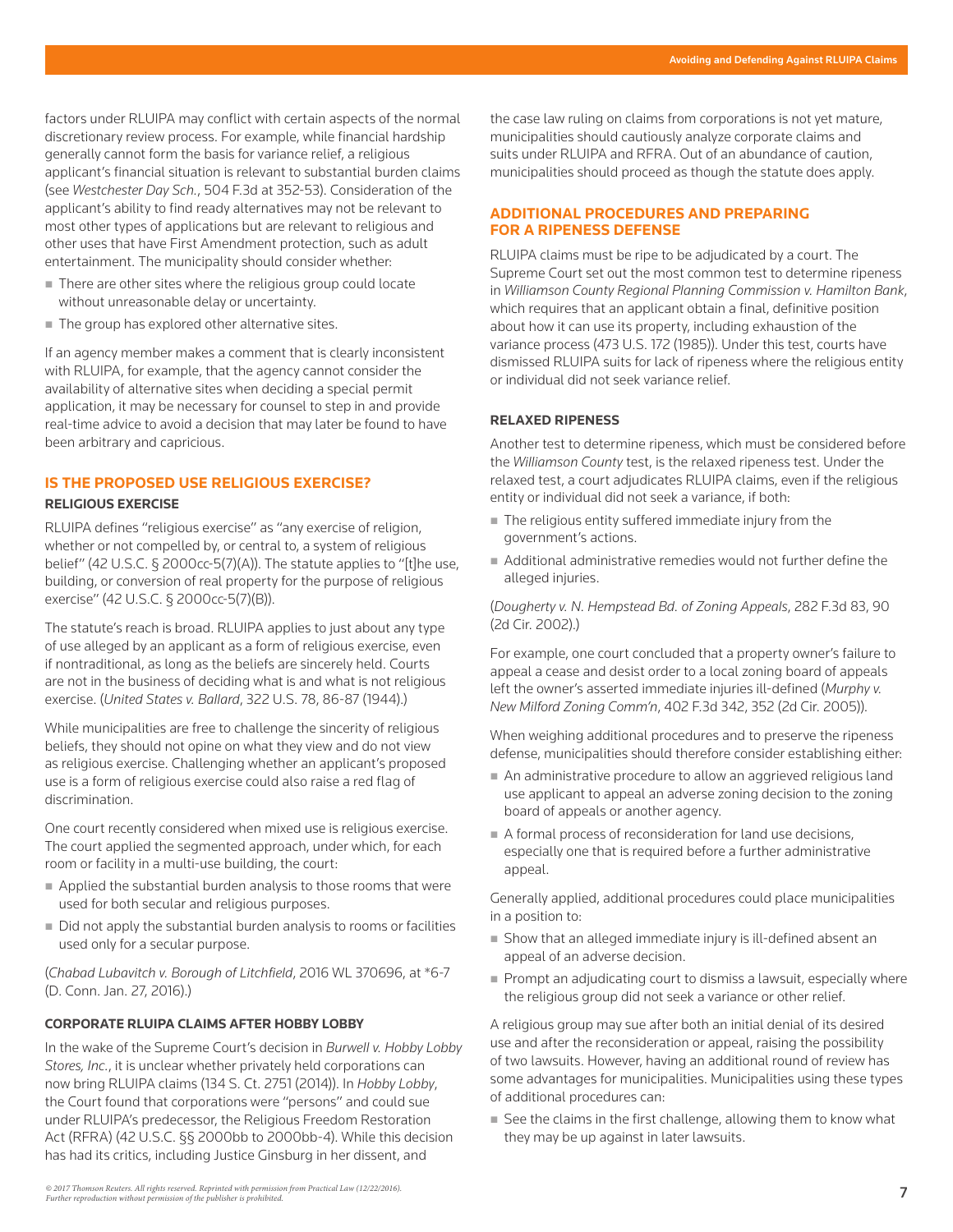factors under RLUIPA may conflict with certain aspects of the normal discretionary review process. For example, while financial hardship generally cannot form the basis for variance relief, a religious applicant's financial situation is relevant to substantial burden claims (see *Westchester Day Sch.*, 504 F.3d at 352-53). Consideration of the applicant's ability to find ready alternatives may not be relevant to most other types of applications but are relevant to religious and other uses that have First Amendment protection, such as adult entertainment. The municipality should consider whether:

- There are other sites where the religious group could locate without unreasonable delay or uncertainty.
- The group has explored other alternative sites.

If an agency member makes a comment that is clearly inconsistent with RLUIPA, for example, that the agency cannot consider the availability of alternative sites when deciding a special permit application, it may be necessary for counsel to step in and provide real-time advice to avoid a decision that may later be found to have been arbitrary and capricious.

## IS THE PROPOSED USE RELIGIOUS EXERCISE?

### RELIGIOUS EXERCISE

RLUIPA defines "religious exercise" as "any exercise of religion, whether or not compelled by, or central to, a system of religious belief" (42 U.S.C. § 2000cc-5(7)(A)). The statute applies to "[t]he use, building, or conversion of real property for the purpose of religious exercise" (42 U.S.C. § 2000cc-5(7)(B)).

The statute's reach is broad. RLUIPA applies to just about any type of use alleged by an applicant as a form of religious exercise, even if nontraditional, as long as the beliefs are sincerely held. Courts are not in the business of deciding what is and what is not religious exercise. (*United States v. Ballard*, 322 U.S. 78, 86-87 (1944).)

While municipalities are free to challenge the sincerity of religious beliefs, they should not opine on what they view and do not view as religious exercise. Challenging whether an applicant's proposed use is a form of religious exercise could also raise a red flag of discrimination.

One court recently considered when mixed use is religious exercise. The court applied the segmented approach, under which, for each room or facility in a multi-use building, the court:

- Applied the substantial burden analysis to those rooms that were used for both secular and religious purposes.
- Did not apply the substantial burden analysis to rooms or facilities used only for a secular purpose.

(*Chabad Lubavitch v. Borough of Litchfield*, 2016 WL 370696, at *6-7 (D. Conn. Jan. 27, 2016).)

### CORPORATE RLUIPA CLAIMS AFTER HOBBY LOBBY

In the wake of the Supreme Court's decision in *Burwell v. Hobby Lobby Stores, Inc.*, it is unclear whether privately held corporations can now bring RLUIPA claims (134 S. Ct. 2751 (2014)). In *Hobby Lobby*, the Court found that corporations were "persons" and could sue under RLUIPA's predecessor, the Religious Freedom Restoration Act (RFRA) (42 U.S.C. §§ 2000bb to 2000bb-4). While this decision has had its critics, including Justice Ginsburg in her dissent, and the case law ruling on claims from corporations is not yet mature, municipalities should cautiously analyze corporate claims and suits under RLUIPA and RFRA. Out of an abundance of caution, municipalities should proceed as though the statute does apply.

## ADDITIONAL PROCEDURES AND PREPARING FOR A RIPENESS DEFENSE

RLUIPA claims must be ripe to be adjudicated by a court. The Supreme Court set out the most common test to determine ripeness in *Williamson County Regional Planning Commission v. Hamilton Bank*, which requires that an applicant obtain a final, definitive position about how it can use its property, including exhaustion of the variance process (473 U.S. 172 (1985)). Under this test, courts have dismissed RLUIPA suits for lack of ripeness where the religious entity or individual did not seek variance relief.

### RELAXED RIPENESS

Another test to determine ripeness, which must be considered before the *Williamson County* test, is the relaxed ripeness test. Under the relaxed test, a court adjudicates RLUIPA claims, even if the religious entity or individual did not seek a variance, if both:

- The religious entity suffered immediate injury from the government's actions.
- Additional administrative remedies would not further define the alleged injuries.

(*Dougherty v. N. Hempstead Bd. of Zoning Appeals*, 282 F.3d 83, 90 (2d Cir. 2002).)

For example, one court concluded that a property owner's failure to appeal a cease and desist order to a local zoning board of appeals left the owner's asserted immediate injuries ill-defined (*Murphy v. New Milford Zoning Comm'n*, 402 F.3d 342, 352 (2d Cir. 2005)).

When weighing additional procedures and to preserve the ripeness defense, municipalities should therefore consider establishing either:

- An administrative procedure to allow an aggrieved religious land use applicant to appeal an adverse zoning decision to the zoning board of appeals or another agency.
- A formal process of reconsideration for land use decisions, especially one that is required before a further administrative appeal.

Generally applied, additional procedures could place municipalities in a position to:

- Show that an alleged immediate injury is ill-defined absent an appeal of an adverse decision.
- Prompt an adjudicating court to dismiss a lawsuit, especially where the religious group did not seek a variance or other relief.

A religious group may sue after both an initial denial of its desired use and after the reconsideration or appeal, raising the possibility of two lawsuits. However, having an additional round of review has some advantages for municipalities. Municipalities using these types of additional procedures can:

- See the claims in the first challenge, allowing them to know what they may be up against in later lawsuits.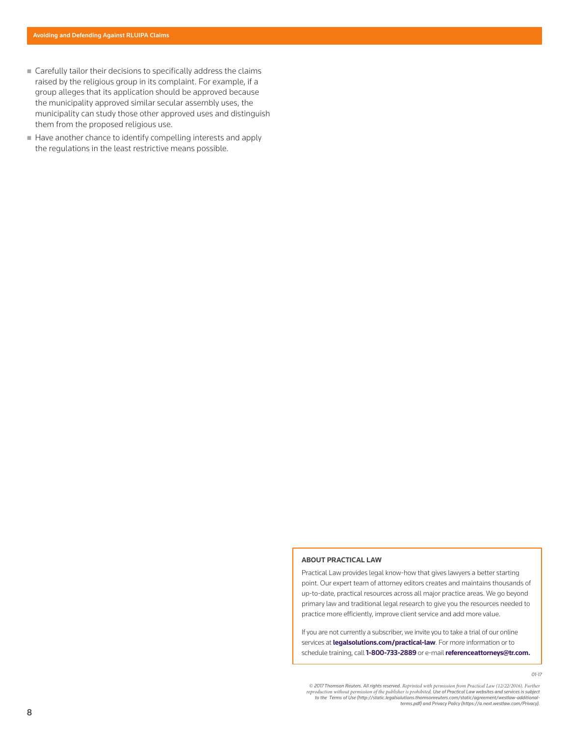- Carefully tailor their decisions to specifically address the claims raised by the religious group in its complaint. For example, if a group alleges that its application should be approved because the municipality approved similar secular assembly uses, the municipality can study those other approved uses and distinguish them from the proposed religious use.
- Have another chance to identify compelling interests and apply the regulations in the least restrictive means possible.

**ABOUT PRACTICAL LAW**

Practical Law provides legal know-how that gives lawyers a better starting point. Our expert team of attorney editors creates and maintains thousands of up-to-date, practical resources across all major practice areas. We go beyond primary law and traditional legal research to give you the resources needed to practice more efficiently, improve client service and add more value.

If you are not currently a subscriber, we invite you to take a trial of our online services at **legalsolutions.com/practical-law**. For more information or to schedule training, call **1-800-733-2889** or e-mail **referenceattorneys@tr.com.**

01-17

*© 2017 Thomson Reuters. All rights reserved. Reprinted with permission from Practical Law (12/22/2016). Further reproduction without permission of the publisher is prohibited. Use of Practical Law websites and services is subject to the Terms of Use (http://static.legalsolutions.thomsonreuters.com/static/agreement/westlaw-additional-terms.pdf) and Privacy Policy (https://a.next.westlaw.com/Privacy).*